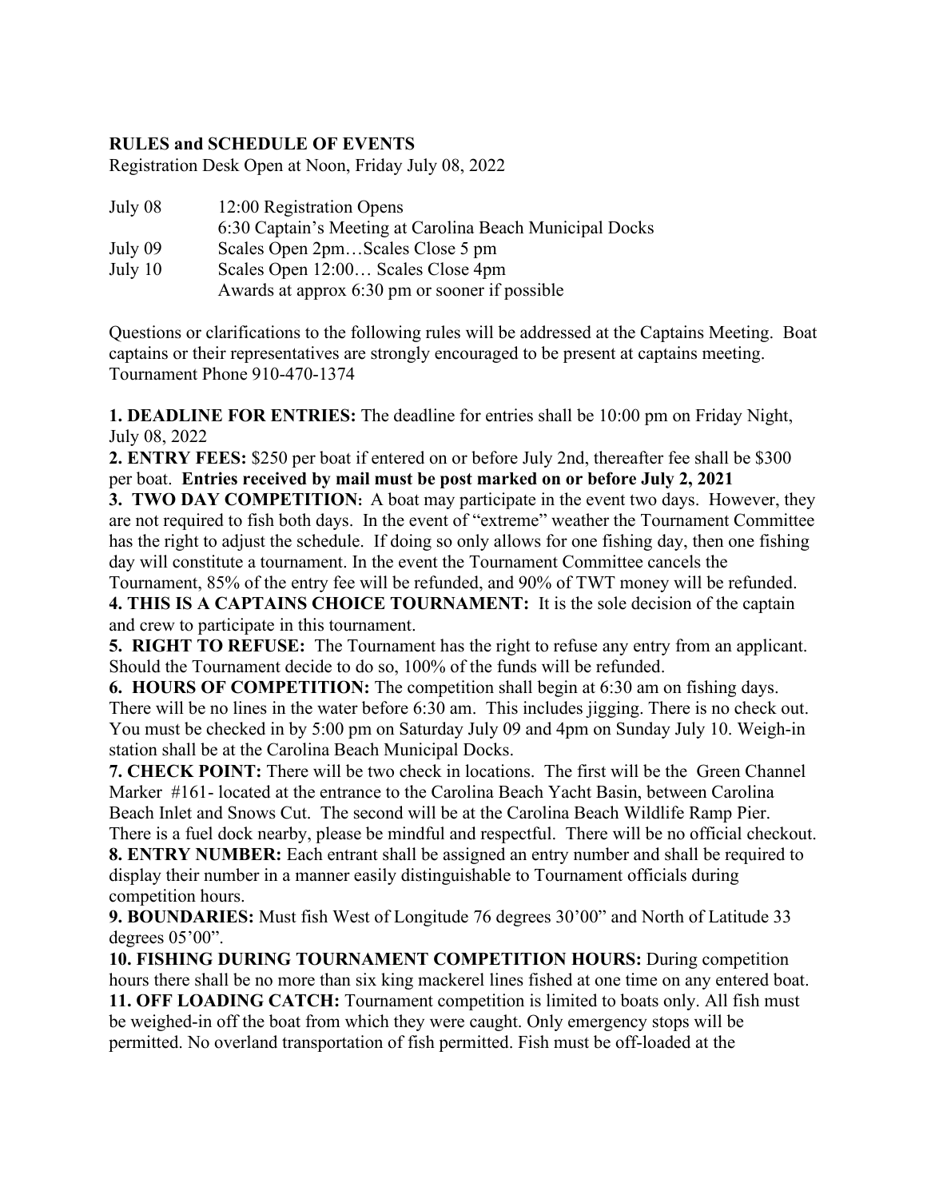**RULES and SCHEDULE OF EVENTS**

Registration Desk Open at Noon, Friday July 08, 2022

| | |
|---|---|
| July 08 | 12:00 Registration Opens |
| | 6:30 Captain's Meeting at Carolina Beach Municipal Docks |
| July 09 | Scales Open 2pm…Scales Close 5 pm |
| July 10 | Scales Open 12:00… Scales Close 4pm |
| | Awards at approx 6:30 pm or sooner if possible |

Questions or clarifications to the following rules will be addressed at the Captains Meeting. Boat captains or their representatives are strongly encouraged to be present at captains meeting. Tournament Phone 910-470-1374

**1. DEADLINE FOR ENTRIES:** The deadline for entries shall be 10:00 pm on Friday Night, July 08, 2022

**2. ENTRY FEES:** $250 per boat if entered on or before July 2nd, thereafter fee shall be $300 per boat. **Entries received by mail must be post marked on or before July 2, 2021**

**3. TWO DAY COMPETITION:** A boat may participate in the event two days. However, they are not required to fish both days. In the event of "extreme" weather the Tournament Committee has the right to adjust the schedule. If doing so only allows for one fishing day, then one fishing day will constitute a tournament. In the event the Tournament Committee cancels the Tournament, 85% of the entry fee will be refunded, and 90% of TWT money will be refunded.

**4. THIS IS A CAPTAINS CHOICE TOURNAMENT:** It is the sole decision of the captain and crew to participate in this tournament.

**5. RIGHT TO REFUSE:** The Tournament has the right to refuse any entry from an applicant. Should the Tournament decide to do so, 100% of the funds will be refunded.

**6. HOURS OF COMPETITION:** The competition shall begin at 6:30 am on fishing days. There will be no lines in the water before 6:30 am. This includes jigging. There is no check out. You must be checked in by 5:00 pm on Saturday July 09 and 4pm on Sunday July 10. Weigh-in station shall be at the Carolina Beach Municipal Docks.

**7. CHECK POINT:** There will be two check in locations. The first will be the Green Channel Marker #161- located at the entrance to the Carolina Beach Yacht Basin, between Carolina Beach Inlet and Snows Cut. The second will be at the Carolina Beach Wildlife Ramp Pier. There is a fuel dock nearby, please be mindful and respectful. There will be no official checkout.

**8. ENTRY NUMBER:** Each entrant shall be assigned an entry number and shall be required to display their number in a manner easily distinguishable to Tournament officials during competition hours.

**9. BOUNDARIES:** Must fish West of Longitude 76 degrees 30'00" and North of Latitude 33 degrees 05'00".

**10. FISHING DURING TOURNAMENT COMPETITION HOURS:** During competition hours there shall be no more than six king mackerel lines fished at one time on any entered boat.

**11. OFF LOADING CATCH:** Tournament competition is limited to boats only. All fish must be weighed-in off the boat from which they were caught. Only emergency stops will be permitted. No overland transportation of fish permitted. Fish must be off-loaded at the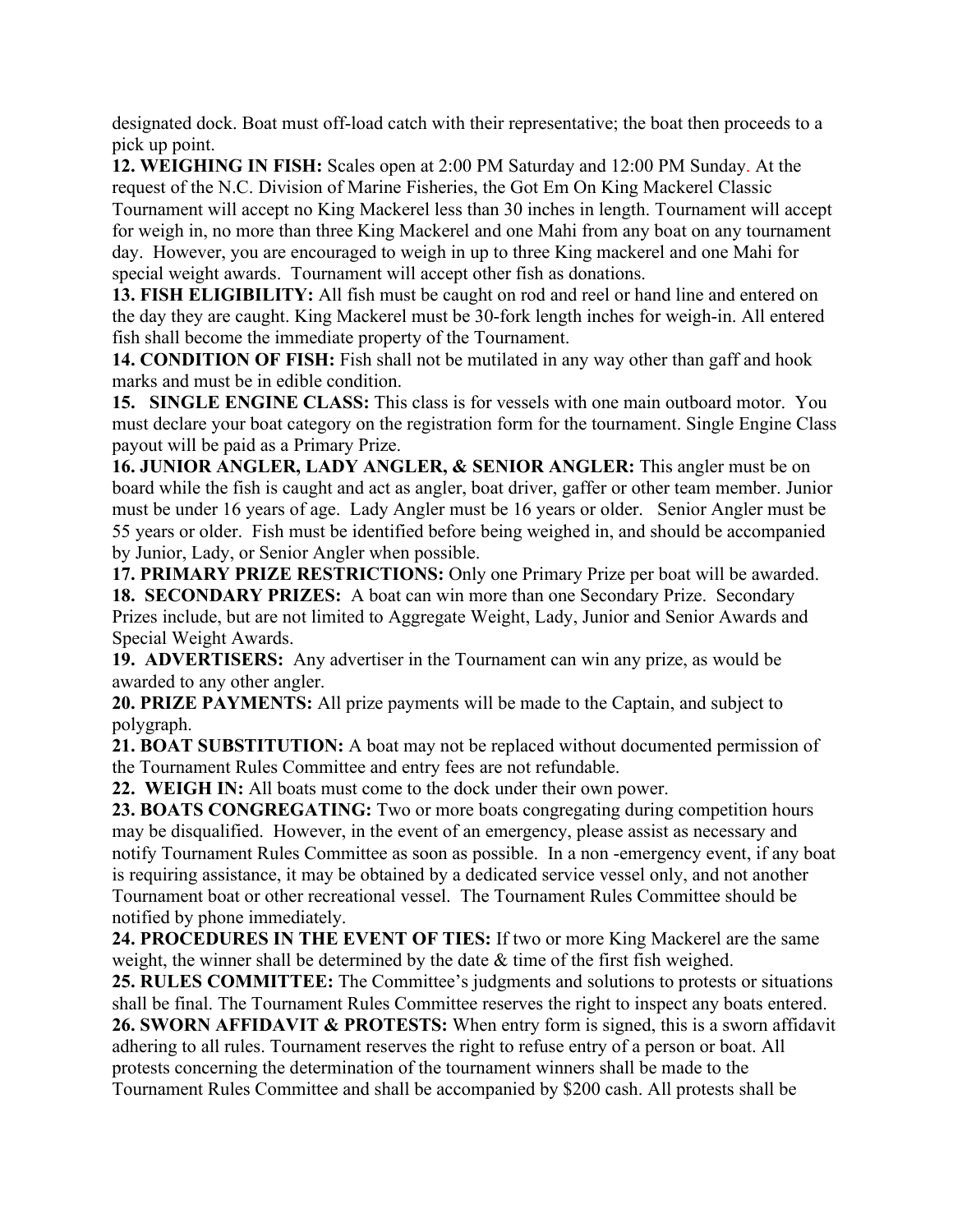designated dock. Boat must off-load catch with their representative; the boat then proceeds to a pick up point.

**12. WEIGHING IN FISH:** Scales open at 2:00 PM Saturday and 12:00 PM Sunday. At the request of the N.C. Division of Marine Fisheries, the Got Em On King Mackerel Classic Tournament will accept no King Mackerel less than 30 inches in length. Tournament will accept for weigh in, no more than three King Mackerel and one Mahi from any boat on any tournament day. However, you are encouraged to weigh in up to three King mackerel and one Mahi for special weight awards. Tournament will accept other fish as donations.

**13. FISH ELIGIBILITY:** All fish must be caught on rod and reel or hand line and entered on the day they are caught. King Mackerel must be 30-fork length inches for weigh-in. All entered fish shall become the immediate property of the Tournament.

**14. CONDITION OF FISH:** Fish shall not be mutilated in any way other than gaff and hook marks and must be in edible condition.

**15. SINGLE ENGINE CLASS:** This class is for vessels with one main outboard motor. You must declare your boat category on the registration form for the tournament. Single Engine Class payout will be paid as a Primary Prize.

**16. JUNIOR ANGLER, LADY ANGLER, & SENIOR ANGLER:** This angler must be on board while the fish is caught and act as angler, boat driver, gaffer or other team member. Junior must be under 16 years of age. Lady Angler must be 16 years or older. Senior Angler must be 55 years or older. Fish must be identified before being weighed in, and should be accompanied by Junior, Lady, or Senior Angler when possible.

**17. PRIMARY PRIZE RESTRICTIONS:** Only one Primary Prize per boat will be awarded.

**18. SECONDARY PRIZES:** A boat can win more than one Secondary Prize. Secondary Prizes include, but are not limited to Aggregate Weight, Lady, Junior and Senior Awards and Special Weight Awards.

**19. ADVERTISERS:** Any advertiser in the Tournament can win any prize, as would be awarded to any other angler.

**20. PRIZE PAYMENTS:** All prize payments will be made to the Captain, and subject to polygraph.

**21. BOAT SUBSTITUTION:** A boat may not be replaced without documented permission of the Tournament Rules Committee and entry fees are not refundable.

**22. WEIGH IN:** All boats must come to the dock under their own power.

**23. BOATS CONGREGATING:** Two or more boats congregating during competition hours may be disqualified. However, in the event of an emergency, please assist as necessary and notify Tournament Rules Committee as soon as possible. In a non -emergency event, if any boat is requiring assistance, it may be obtained by a dedicated service vessel only, and not another Tournament boat or other recreational vessel. The Tournament Rules Committee should be notified by phone immediately.

**24. PROCEDURES IN THE EVENT OF TIES:** If two or more King Mackerel are the same weight, the winner shall be determined by the date & time of the first fish weighed.

**25. RULES COMMITTEE:** The Committee's judgments and solutions to protests or situations shall be final. The Tournament Rules Committee reserves the right to inspect any boats entered.

**26. SWORN AFFIDAVIT & PROTESTS:** When entry form is signed, this is a sworn affidavit adhering to all rules. Tournament reserves the right to refuse entry of a person or boat. All protests concerning the determination of the tournament winners shall be made to the Tournament Rules Committee and shall be accompanied by $200 cash. All protests shall be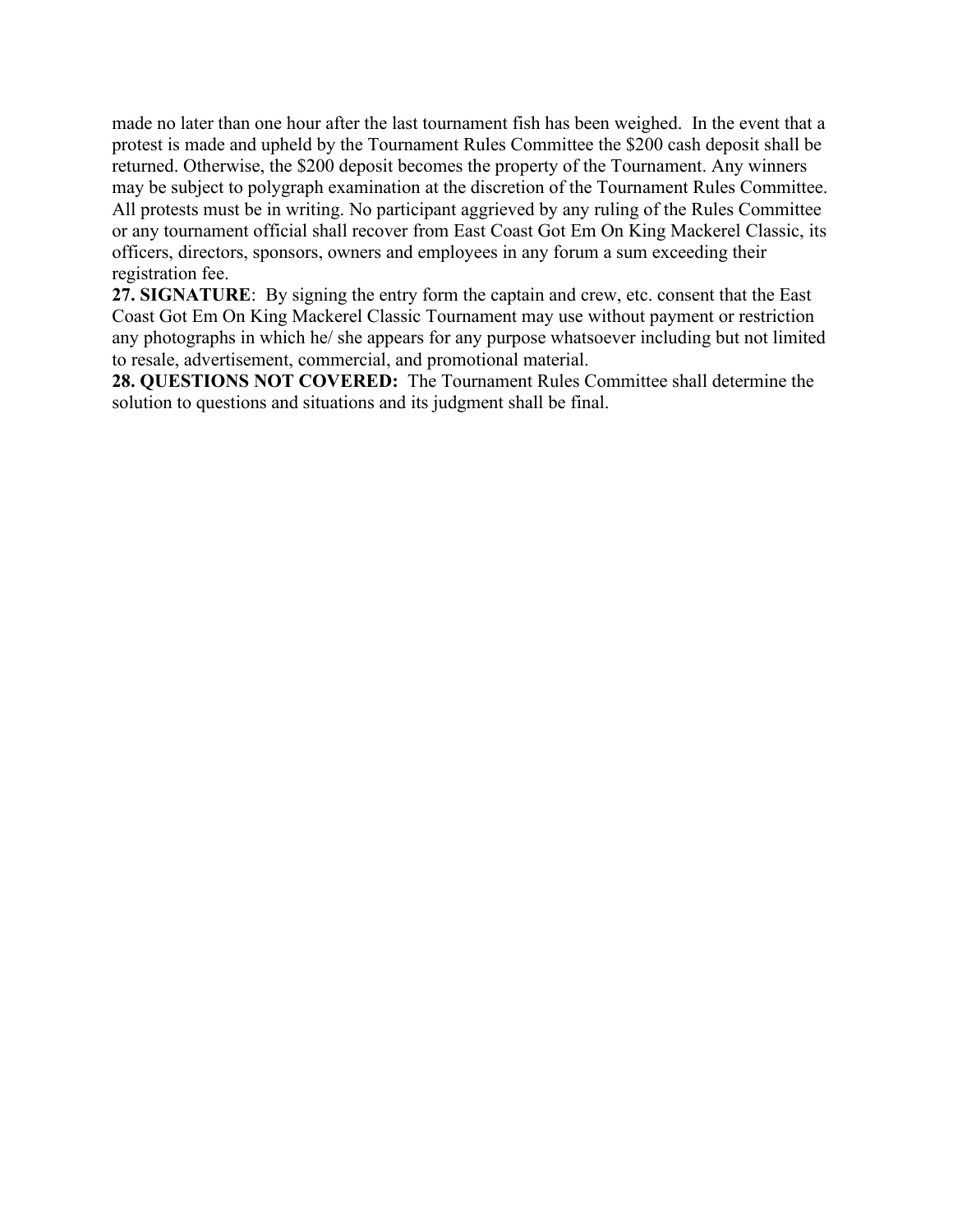made no later than one hour after the last tournament fish has been weighed. In the event that a protest is made and upheld by the Tournament Rules Committee the $200 cash deposit shall be returned. Otherwise, the $200 deposit becomes the property of the Tournament. Any winners may be subject to polygraph examination at the discretion of the Tournament Rules Committee. All protests must be in writing. No participant aggrieved by any ruling of the Rules Committee or any tournament official shall recover from East Coast Got Em On King Mackerel Classic, its officers, directors, sponsors, owners and employees in any forum a sum exceeding their registration fee.

**27. SIGNATURE**: By signing the entry form the captain and crew, etc. consent that the East Coast Got Em On King Mackerel Classic Tournament may use without payment or restriction any photographs in which he/ she appears for any purpose whatsoever including but not limited to resale, advertisement, commercial, and promotional material.

**28. QUESTIONS NOT COVERED:** The Tournament Rules Committee shall determine the solution to questions and situations and its judgment shall be final.